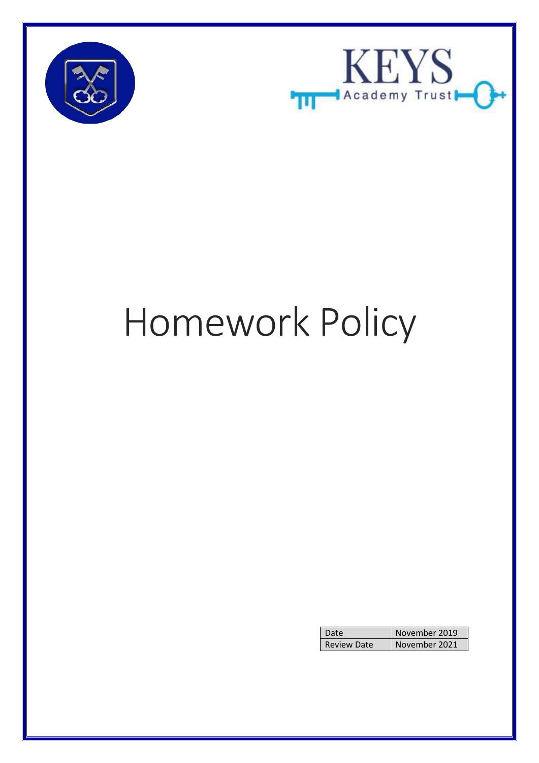KEYS

Academy Trust

# Homework Policy

| Date | November 2019 |
| --- | --- |
| Review Date | November 2021 |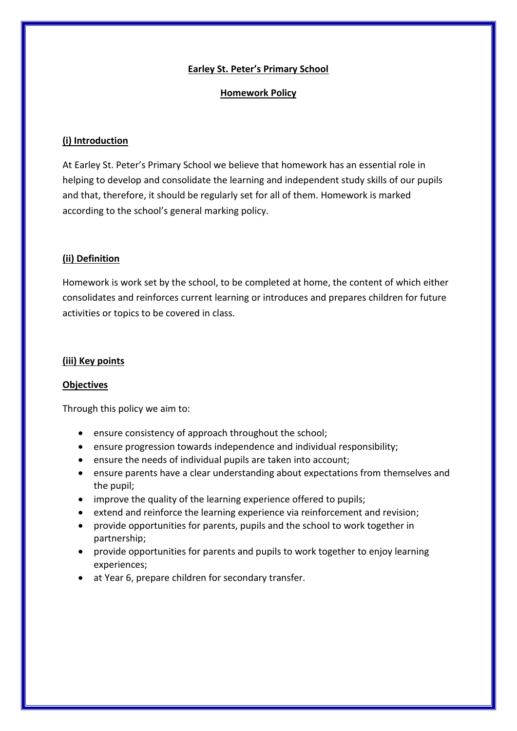# Earley St. Peter's Primary School

## Homework Policy

### (i) Introduction

At Earley St. Peter's Primary School we believe that homework has an essential role in helping to develop and consolidate the learning and independent study skills of our pupils and that, therefore, it should be regularly set for all of them. Homework is marked according to the school's general marking policy.

### (ii) Definition

Homework is work set by the school, to be completed at home, the content of which either consolidates and reinforces current learning or introduces and prepares children for future activities or topics to be covered in class.

### (iii) Key points

#### Objectives

Through this policy we aim to:

- ensure consistency of approach throughout the school;
- ensure progression towards independence and individual responsibility;
- ensure the needs of individual pupils are taken into account;
- ensure parents have a clear understanding about expectations from themselves and the pupil;
- improve the quality of the learning experience offered to pupils;
- extend and reinforce the learning experience via reinforcement and revision;
- provide opportunities for parents, pupils and the school to work together in partnership;
- provide opportunities for parents and pupils to work together to enjoy learning experiences;
- at Year 6, prepare children for secondary transfer.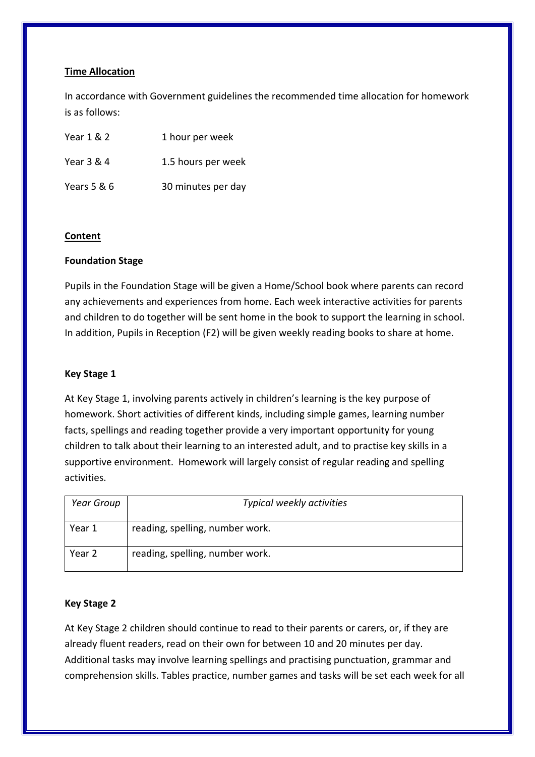**<u>Time Allocation</u>**

In accordance with Government guidelines the recommended time allocation for homework is as follows:

| | |
|---|---|
| Year 1 & 2 | 1 hour per week |
| Year 3 & 4 | 1.5 hours per week |
| Years 5 & 6 | 30 minutes per day |

**<u>Content</u>**

**Foundation Stage**

Pupils in the Foundation Stage will be given a Home/School book where parents can record any achievements and experiences from home. Each week interactive activities for parents and children to do together will be sent home in the book to support the learning in school. In addition, Pupils in Reception (F2) will be given weekly reading books to share at home.

**Key Stage 1**

At Key Stage 1, involving parents actively in children's learning is the key purpose of homework. Short activities of different kinds, including simple games, learning number facts, spellings and reading together provide a very important opportunity for young children to talk about their learning to an interested adult, and to practise key skills in a supportive environment. Homework will largely consist of regular reading and spelling activities.

| *Year Group* | *Typical weekly activities* |
|---|---|
| Year 1 | reading, spelling, number work. |
| Year 2 | reading, spelling, number work. |

**Key Stage 2**

At Key Stage 2 children should continue to read to their parents or carers, or, if they are already fluent readers, read on their own for between 10 and 20 minutes per day. Additional tasks may involve learning spellings and practising punctuation, grammar and comprehension skills. Tables practice, number games and tasks will be set each week for all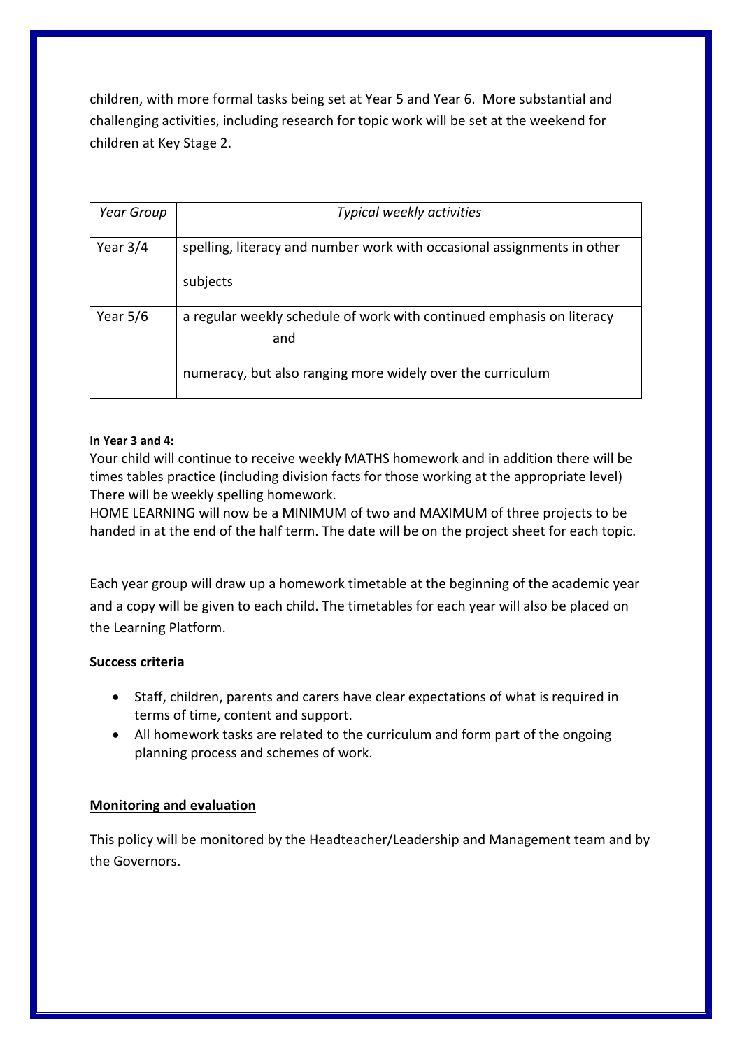children, with more formal tasks being set at Year 5 and Year 6. More substantial and challenging activities, including research for topic work will be set at the weekend for children at Key Stage 2.

| *Year Group* | *Typical weekly activities* |
|---|---|
| Year 3/4 | spelling, literacy and number work with occasional assignments in other subjects |
| Year 5/6 | a regular weekly schedule of work with continued emphasis on literacy and numeracy, but also ranging more widely over the curriculum |

**In Year 3 and 4:**

Your child will continue to receive weekly MATHS homework and in addition there will be times tables practice (including division facts for those working at the appropriate level) There will be weekly spelling homework.

HOME LEARNING will now be a MINIMUM of two and MAXIMUM of three projects to be handed in at the end of the half term. The date will be on the project sheet for each topic.

Each year group will draw up a homework timetable at the beginning of the academic year and a copy will be given to each child. The timetables for each year will also be placed on the Learning Platform.

**Success criteria**

- Staff, children, parents and carers have clear expectations of what is required in terms of time, content and support.
- All homework tasks are related to the curriculum and form part of the ongoing planning process and schemes of work.

**Monitoring and evaluation**

This policy will be monitored by the Headteacher/Leadership and Management team and by the Governors.